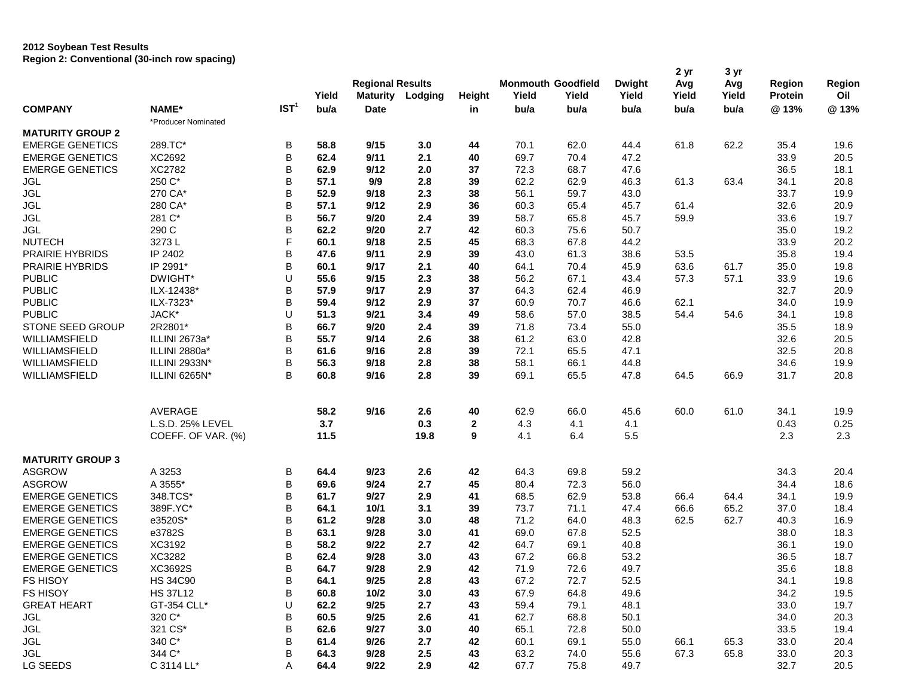**2012 Soybean Test Results**
**Region 2: Conventional (30-inch row spacing)**

| COMPANY | NAME* | IST[1] | Yield bu/a | Regional Results Maturity Date | Lodging | Height in | Monmouth Yield bu/a | Goodfield Yield bu/a | Dwight Yield bu/a | 2 yr Avg Yield bu/a | 3 yr Avg Yield bu/a | Region Protein @ 13% | Region Oil @ 13% |
|---|---|---|---|---|---|---|---|---|---|---|---|---|---|
| | *Producer Nominated | | | | | | | | | | | | |
| **MATURITY GROUP 2** | | | | | | | | | | | | | |
| EMERGE GENETICS | 289.TC* | B | **58.8** | **9/15** | **3.0** | **44** | 70.1 | 62.0 | 44.4 | 61.8 | 62.2 | 35.4 | 19.6 |
| EMERGE GENETICS | XC2692 | B | **62.4** | **9/11** | **2.1** | **40** | 69.7 | 70.4 | 47.2 | | | 33.9 | 20.5 |
| EMERGE GENETICS | XC2782 | B | **62.9** | **9/12** | **2.0** | **37** | 72.3 | 68.7 | 47.6 | | | 36.5 | 18.1 |
| JGL | 250 C* | B | **57.1** | **9/9** | **2.8** | **39** | 62.2 | 62.9 | 46.3 | 61.3 | 63.4 | 34.1 | 20.8 |
| JGL | 270 CA* | B | **52.9** | **9/18** | **2.3** | **38** | 56.1 | 59.7 | 43.0 | | | 33.7 | 19.9 |
| JGL | 280 CA* | B | **57.1** | **9/12** | **2.9** | **36** | 60.3 | 65.4 | 45.7 | 61.4 | | 32.6 | 20.9 |
| JGL | 281 C* | B | **56.7** | **9/20** | **2.4** | **39** | 58.7 | 65.8 | 45.7 | 59.9 | | 33.6 | 19.7 |
| JGL | 290 C | B | **62.2** | **9/20** | **2.7** | **42** | 60.3 | 75.6 | 50.7 | | | 35.0 | 19.2 |
| NUTECH | 3273 L | F | **60.1** | **9/18** | **2.5** | **45** | 68.3 | 67.8 | 44.2 | | | 33.9 | 20.2 |
| PRAIRIE HYBRIDS | IP 2402 | B | **47.6** | **9/11** | **2.9** | **39** | 43.0 | 61.3 | 38.6 | 53.5 | | 35.8 | 19.4 |
| PRAIRIE HYBRIDS | IP 2991* | B | **60.1** | **9/17** | **2.1** | **40** | 64.1 | 70.4 | 45.9 | 63.6 | 61.7 | 35.0 | 19.8 |
| PUBLIC | DWIGHT* | U | **55.6** | **9/15** | **2.3** | **38** | 56.2 | 67.1 | 43.4 | 57.3 | 57.1 | 33.9 | 19.6 |
| PUBLIC | ILX-12438* | B | **57.9** | **9/17** | **2.9** | **37** | 64.3 | 62.4 | 46.9 | | | 32.7 | 20.9 |
| PUBLIC | ILX-7323* | B | **59.4** | **9/12** | **2.9** | **37** | 60.9 | 70.7 | 46.6 | 62.1 | | 34.0 | 19.9 |
| PUBLIC | JACK* | U | **51.3** | **9/21** | **3.4** | **49** | 58.6 | 57.0 | 38.5 | 54.4 | 54.6 | 34.1 | 19.8 |
| STONE SEED GROUP | 2R2801* | B | **66.7** | **9/20** | **2.4** | **39** | 71.8 | 73.4 | 55.0 | | | 35.5 | 18.9 |
| WILLIAMSFIELD | ILLINI 2673a* | B | **55.7** | **9/14** | **2.6** | **38** | 61.2 | 63.0 | 42.8 | | | 32.6 | 20.5 |
| WILLIAMSFIELD | ILLINI 2880a* | B | **61.6** | **9/16** | **2.8** | **39** | 72.1 | 65.5 | 47.1 | | | 32.5 | 20.8 |
| WILLIAMSFIELD | ILLINI 2933N* | B | **56.3** | **9/18** | **2.8** | **38** | 58.1 | 66.1 | 44.8 | | | 34.6 | 19.9 |
| WILLIAMSFIELD | ILLINI 6265N* | B | **60.8** | **9/16** | **2.8** | **39** | 69.1 | 65.5 | 47.8 | 64.5 | 66.9 | 31.7 | 20.8 |
| | AVERAGE | | **58.2** | **9/16** | **2.6** | **40** | 62.9 | 66.0 | 45.6 | 60.0 | 61.0 | 34.1 | 19.9 |
| | L.S.D. 25% LEVEL | | **3.7** | | **0.3** | **2** | 4.3 | 4.1 | 4.1 | | | 0.43 | 0.25 |
| | COEFF. OF VAR. (%) | | **11.5** | | **19.8** | **9** | 4.1 | 6.4 | 5.5 | | | 2.3 | 2.3 |
| **MATURITY GROUP 3** | | | | | | | | | | | | | |
| ASGROW | A 3253 | B | **64.4** | **9/23** | **2.6** | **42** | 64.3 | 69.8 | 59.2 | | | 34.3 | 20.4 |
| ASGROW | A 3555* | B | **69.6** | **9/24** | **2.7** | **45** | 80.4 | 72.3 | 56.0 | | | 34.4 | 18.6 |
| EMERGE GENETICS | 348.TCS* | B | **61.7** | **9/27** | **2.9** | **41** | 68.5 | 62.9 | 53.8 | 66.4 | 64.4 | 34.1 | 19.9 |
| EMERGE GENETICS | 389F.YC* | B | **64.1** | **10/1** | **3.1** | **39** | 73.7 | 71.1 | 47.4 | 66.6 | 65.2 | 37.0 | 18.4 |
| EMERGE GENETICS | e3520S* | B | **61.2** | **9/28** | **3.0** | **48** | 71.2 | 64.0 | 48.3 | 62.5 | 62.7 | 40.3 | 16.9 |
| EMERGE GENETICS | e3782S | B | **63.1** | **9/28** | **3.0** | **41** | 69.0 | 67.8 | 52.5 | | | 38.0 | 18.3 |
| EMERGE GENETICS | XC3192 | B | **58.2** | **9/22** | **2.7** | **42** | 64.7 | 69.1 | 40.8 | | | 36.1 | 19.0 |
| EMERGE GENETICS | XC3282 | B | **62.4** | **9/28** | **3.0** | **43** | 67.2 | 66.8 | 53.2 | | | 36.5 | 18.7 |
| EMERGE GENETICS | XC3692S | B | **64.7** | **9/28** | **2.9** | **42** | 71.9 | 72.6 | 49.7 | | | 35.6 | 18.8 |
| FS HISOY | HS 34C90 | B | **64.1** | **9/25** | **2.8** | **43** | 67.2 | 72.7 | 52.5 | | | 34.1 | 19.8 |
| FS HISOY | HS 37L12 | B | **60.8** | **10/2** | **3.0** | **43** | 67.9 | 64.8 | 49.6 | | | 34.2 | 19.5 |
| GREAT HEART | GT-354 CLL* | U | **62.2** | **9/25** | **2.7** | **43** | 59.4 | 79.1 | 48.1 | | | 33.0 | 19.7 |
| JGL | 320 C* | B | **60.5** | **9/25** | **2.6** | **41** | 62.7 | 68.8 | 50.1 | | | 34.0 | 20.3 |
| JGL | 321 CS* | B | **62.6** | **9/27** | **3.0** | **40** | 65.1 | 72.8 | 50.0 | | | 33.5 | 19.4 |
| JGL | 340 C* | B | **61.4** | **9/26** | **2.7** | **42** | 60.1 | 69.1 | 55.0 | 66.1 | 65.3 | 33.0 | 20.4 |
| JGL | 344 C* | B | **64.3** | **9/28** | **2.5** | **43** | 63.2 | 74.0 | 55.6 | 67.3 | 65.8 | 33.0 | 20.3 |
| LG SEEDS | C 3114 LL* | A | **64.4** | **9/22** | **2.9** | **42** | 67.7 | 75.8 | 49.7 | | | 32.7 | 20.5 |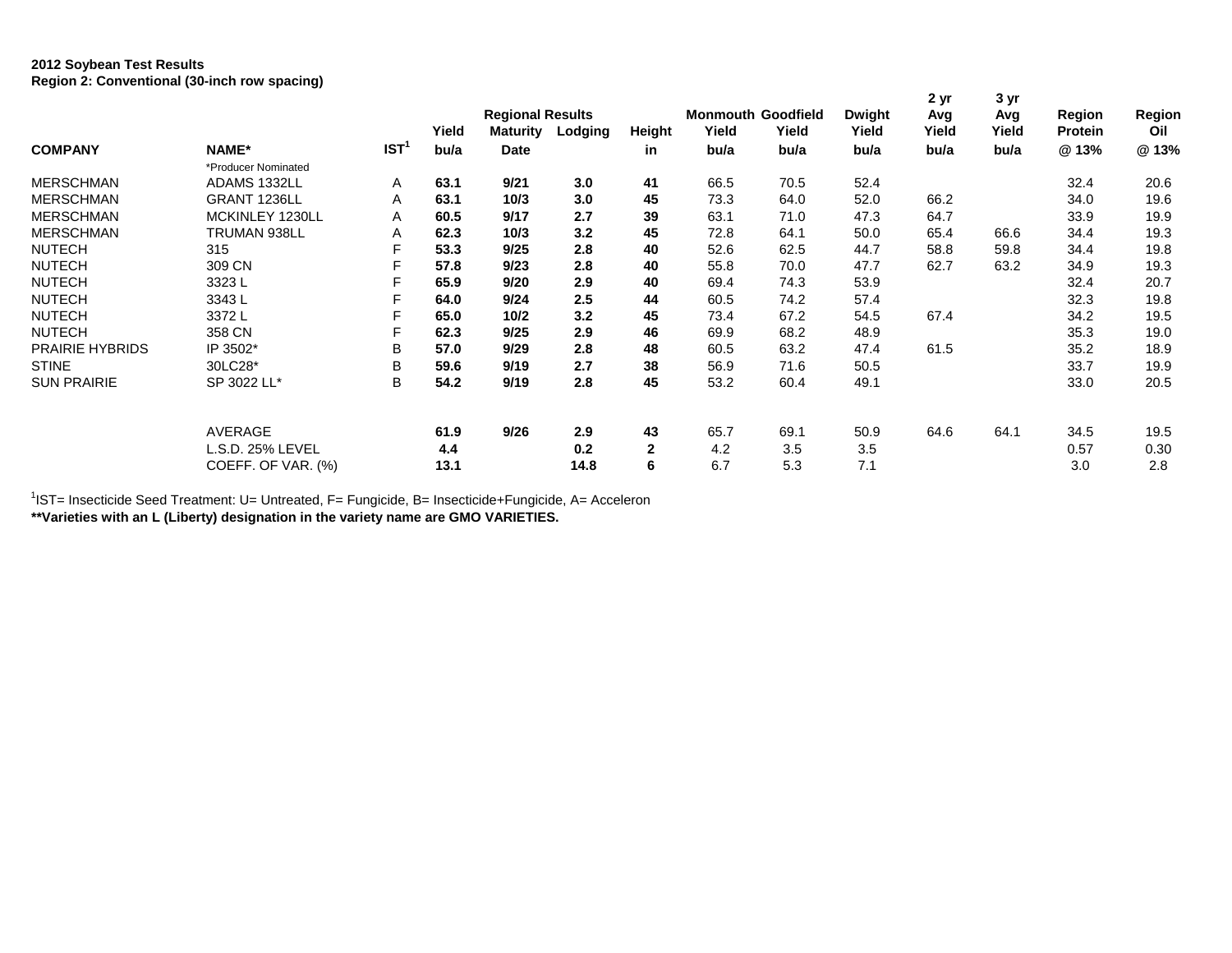**2012 Soybean Test Results**
**Region 2: Conventional (30-inch row spacing)**

| COMPANY | NAME* | IST[1] | Regional Results Yield bu/a | Regional Results Maturity Date | Regional Results Lodging | Height in | Monmouth Yield bu/a | Goodfield Yield bu/a | Dwight Yield bu/a | 2 yr Avg Yield bu/a | 3 yr Avg Yield bu/a | Region Protein @ 13% | Region Oil @ 13% |
|---|---|---|---|---|---|---|---|---|---|---|---|---|---|
| | *Producer Nominated | | | | | | | | | | | | |
| MERSCHMAN | ADAMS 1332LL | A | **63.1** | **9/21** | **3.0** | **41** | 66.5 | 70.5 | 52.4 | | | 32.4 | 20.6 |
| MERSCHMAN | GRANT 1236LL | A | **63.1** | **10/3** | **3.0** | **45** | 73.3 | 64.0 | 52.0 | 66.2 | | 34.0 | 19.6 |
| MERSCHMAN | MCKINLEY 1230LL | A | **60.5** | **9/17** | **2.7** | **39** | 63.1 | 71.0 | 47.3 | 64.7 | | 33.9 | 19.9 |
| MERSCHMAN | TRUMAN 938LL | A | **62.3** | **10/3** | **3.2** | **45** | 72.8 | 64.1 | 50.0 | 65.4 | 66.6 | 34.4 | 19.3 |
| NUTECH | 315 | F | **53.3** | **9/25** | **2.8** | **40** | 52.6 | 62.5 | 44.7 | 58.8 | 59.8 | 34.4 | 19.8 |
| NUTECH | 309 CN | F | **57.8** | **9/23** | **2.8** | **40** | 55.8 | 70.0 | 47.7 | 62.7 | 63.2 | 34.9 | 19.3 |
| NUTECH | 3323 L | F | **65.9** | **9/20** | **2.9** | **40** | 69.4 | 74.3 | 53.9 | | | 32.4 | 20.7 |
| NUTECH | 3343 L | F | **64.0** | **9/24** | **2.5** | **44** | 60.5 | 74.2 | 57.4 | | | 32.3 | 19.8 |
| NUTECH | 3372 L | F | **65.0** | **10/2** | **3.2** | **45** | 73.4 | 67.2 | 54.5 | 67.4 | | 34.2 | 19.5 |
| NUTECH | 358 CN | F | **62.3** | **9/25** | **2.9** | **46** | 69.9 | 68.2 | 48.9 | | | 35.3 | 19.0 |
| PRAIRIE HYBRIDS | IP 3502* | B | **57.0** | **9/29** | **2.8** | **48** | 60.5 | 63.2 | 47.4 | 61.5 | | 35.2 | 18.9 |
| STINE | 30LC28* | B | **59.6** | **9/19** | **2.7** | **38** | 56.9 | 71.6 | 50.5 | | | 33.7 | 19.9 |
| SUN PRAIRIE | SP 3022 LL* | B | **54.2** | **9/19** | **2.8** | **45** | 53.2 | 60.4 | 49.1 | | | 33.0 | 20.5 |
| | AVERAGE | | **61.9** | **9/26** | **2.9** | **43** | 65.7 | 69.1 | 50.9 | 64.6 | 64.1 | 34.5 | 19.5 |
| | L.S.D. 25% LEVEL | | **4.4** | | **0.2** | **2** | 4.2 | 3.5 | 3.5 | | | 0.57 | 0.30 |
| | COEFF. OF VAR. (%) | | **13.1** | | **14.8** | **6** | 6.7 | 5.3 | 7.1 | | | 3.0 | 2.8 |

[1]IST= Insecticide Seed Treatment: U= Untreated, F= Fungicide, B= Insecticide+Fungicide, A= Acceleron

**\*\*Varieties with an L (Liberty) designation in the variety name are GMO VARIETIES.**